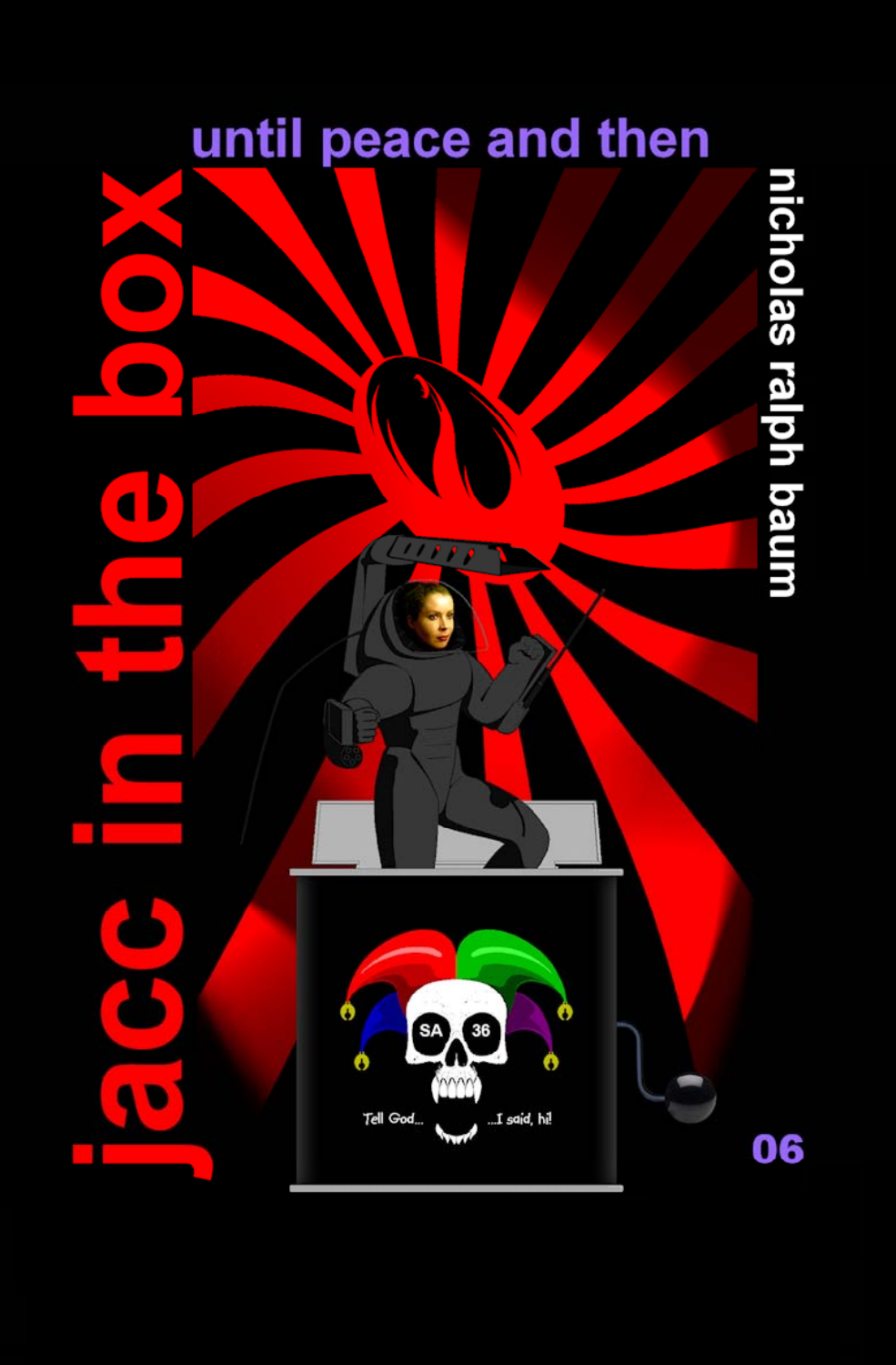# jacc in the box

## until peace and then

nicholas ralph baum

06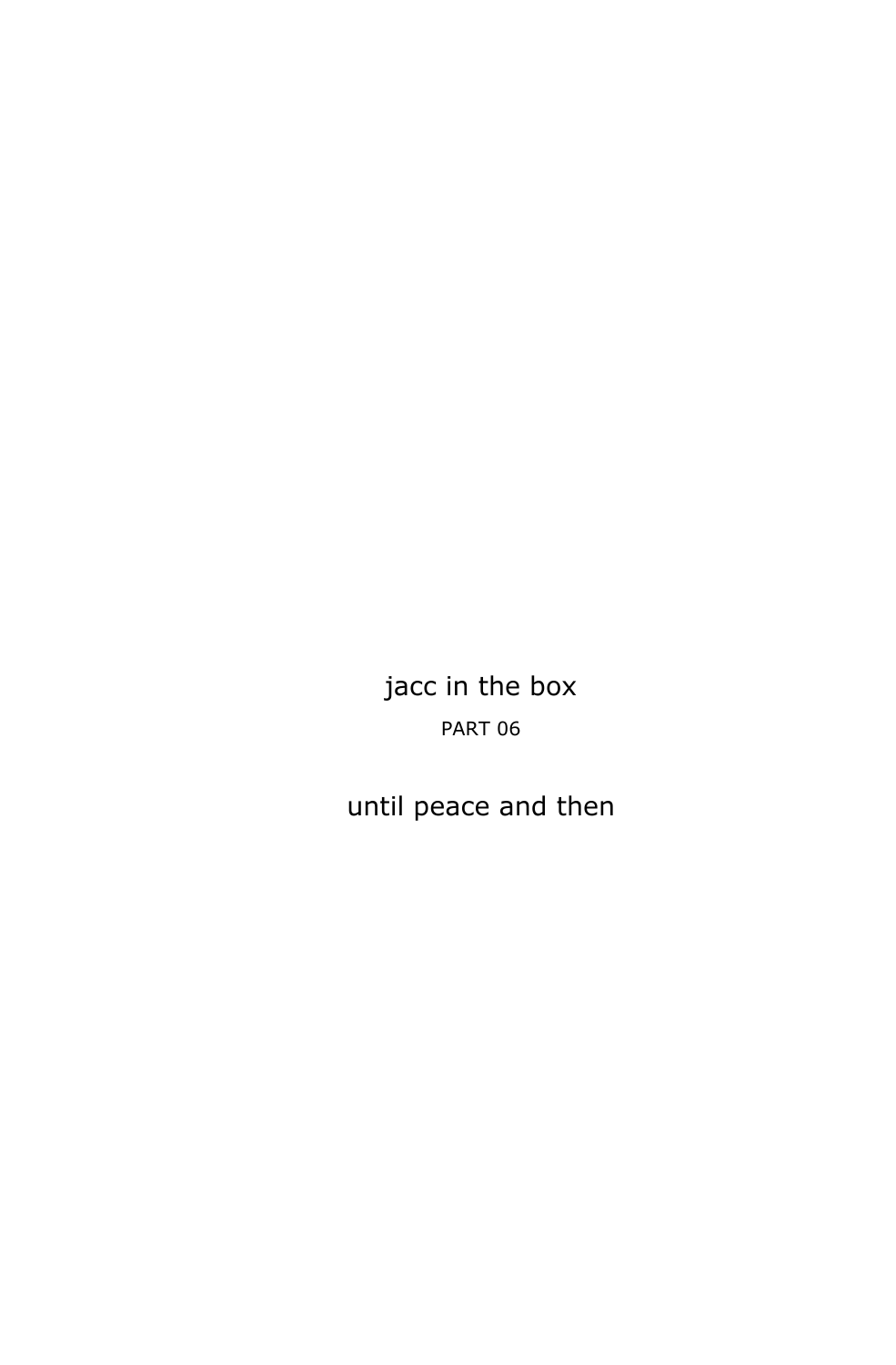# jacc in the box

PART 06

## until peace and then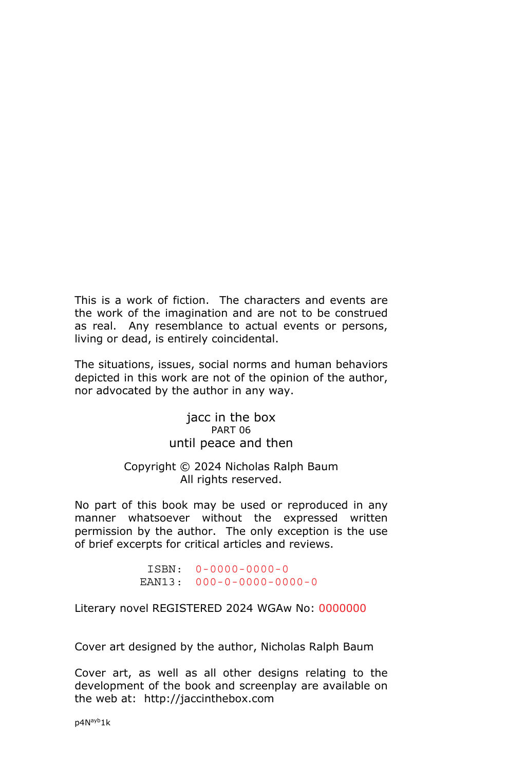This is a work of fiction. The characters and events are the work of the imagination and are not to be construed as real. Any resemblance to actual events or persons, living or dead, is entirely coincidental.

The situations, issues, social norms and human behaviors depicted in this work are not of the opinion of the author, nor advocated by the author in any way.

jacc in the box
PART 06
until peace and then

Copyright © 2024 Nicholas Ralph Baum
All rights reserved.

No part of this book may be used or reproduced in any manner whatsoever without the expressed written permission by the author. The only exception is the use of brief excerpts for critical articles and reviews.

ISBN: 0-0000-0000-0
EAN13: 000-0-0000-0000-0

Literary novel REGISTERED 2024 WGAw No: 0000000

Cover art designed by the author, Nicholas Ralph Baum

Cover art, as well as all other designs relating to the development of the book and screenplay are available on the web at: http://jaccinthebox.com

p4N[ayb]1k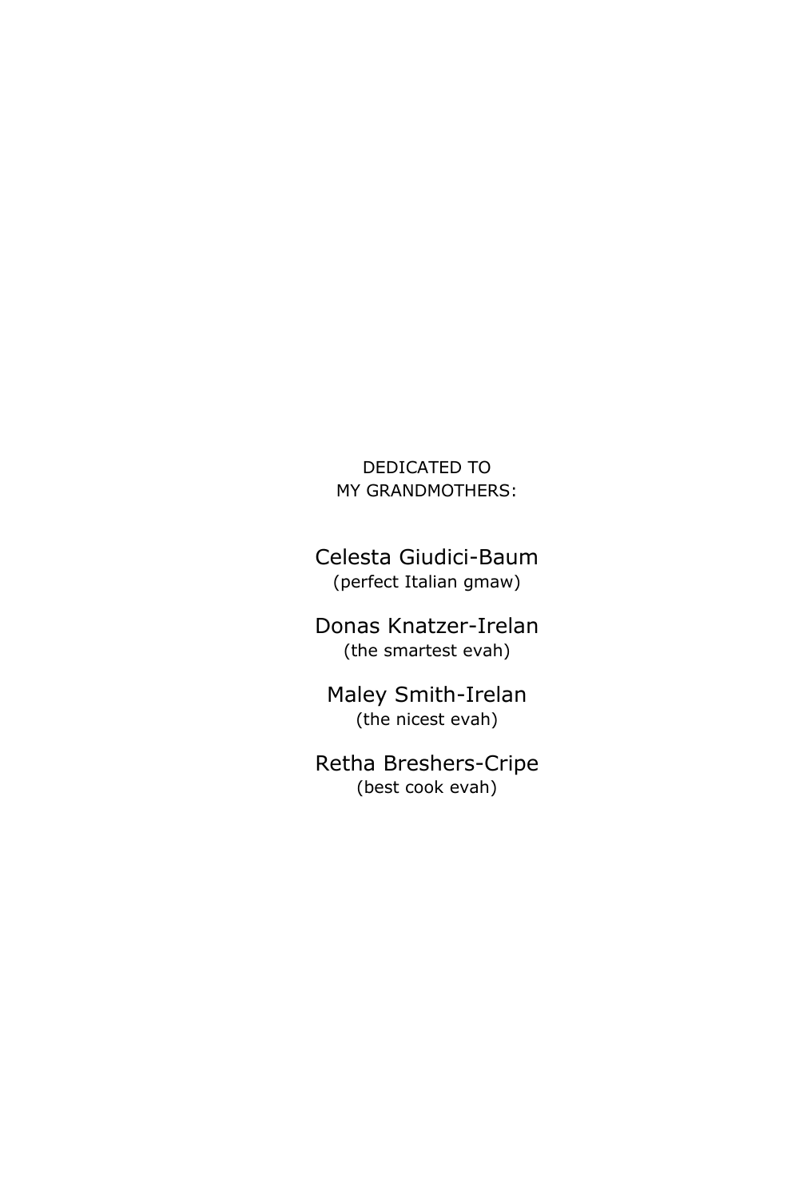DEDICATED TO
MY GRANDMOTHERS:

Celesta Giudici-Baum
(perfect Italian gmaw)

Donas Knatzer-Irelan
(the smartest evah)

Maley Smith-Irelan
(the nicest evah)

Retha Breshers-Cripe
(best cook evah)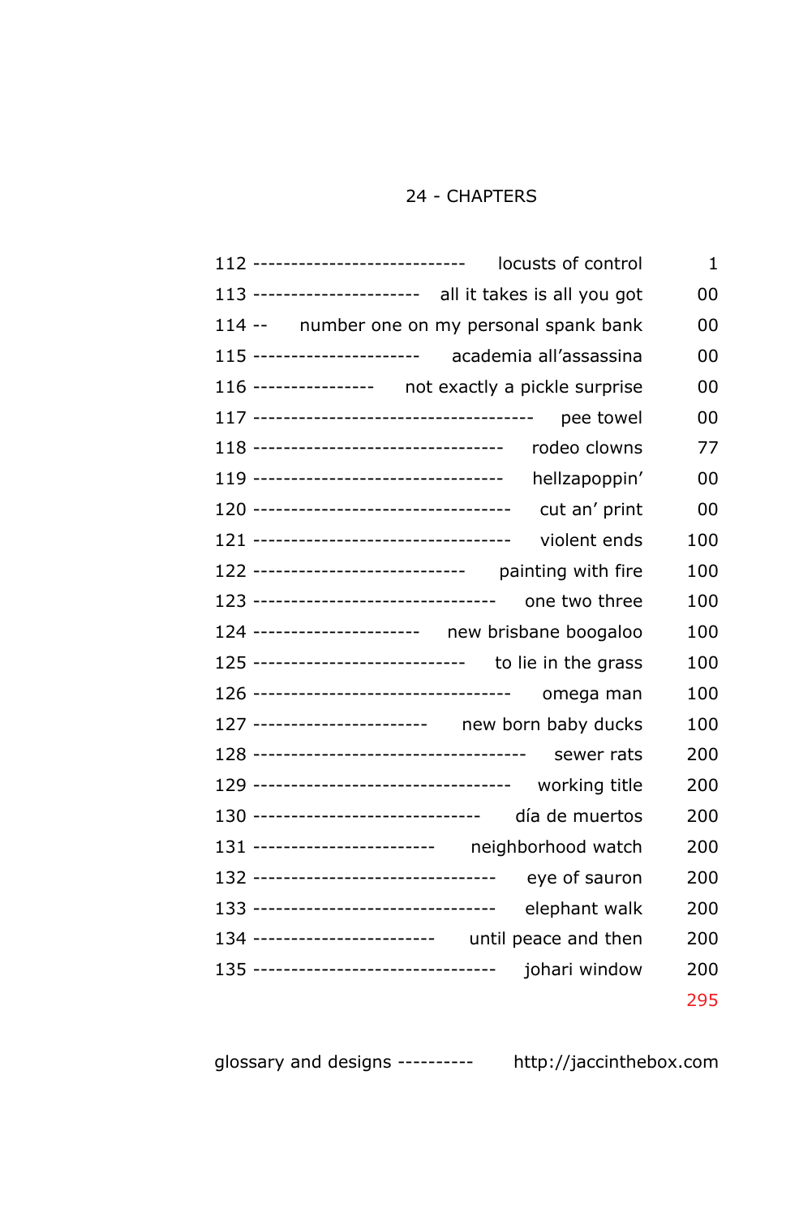# 24 - CHAPTERS

| | | |
|---|---|---|
| 112 ---------------------------- | locusts of control | 1 |
| 113 ---------------------- | all it takes is all you got | 00 |
| 114 -- | number one on my personal spank bank | 00 |
| 115 ---------------------- | academia all'assassina | 00 |
| 116 ---------------- | not exactly a pickle surprise | 00 |
| 117 ------------------------------------- | pee towel | 00 |
| 118 --------------------------------- | rodeo clowns | 77 |
| 119 --------------------------------- | hellzapoppin' | 00 |
| 120 ---------------------------------- | cut an' print | 00 |
| 121 ---------------------------------- | violent ends | 100 |
| 122 ---------------------------- | painting with fire | 100 |
| 123 -------------------------------- | one two three | 100 |
| 124 ---------------------- | new brisbane boogaloo | 100 |
| 125 ---------------------------- | to lie in the grass | 100 |
| 126 ---------------------------------- | omega man | 100 |
| 127 ----------------------- | new born baby ducks | 100 |
| 128 ------------------------------------ | sewer rats | 200 |
| 129 ---------------------------------- | working title | 200 |
| 130 ------------------------------ | día de muertos | 200 |
| 131 ------------------------ | neighborhood watch | 200 |
| 132 -------------------------------- | eye of sauron | 200 |
| 133 -------------------------------- | elephant walk | 200 |
| 134 ------------------------ | until peace and then | 200 |
| 135 -------------------------------- | johari window | 200 |
| | | 295 |

glossary and designs ---------- http://jaccinthebox.com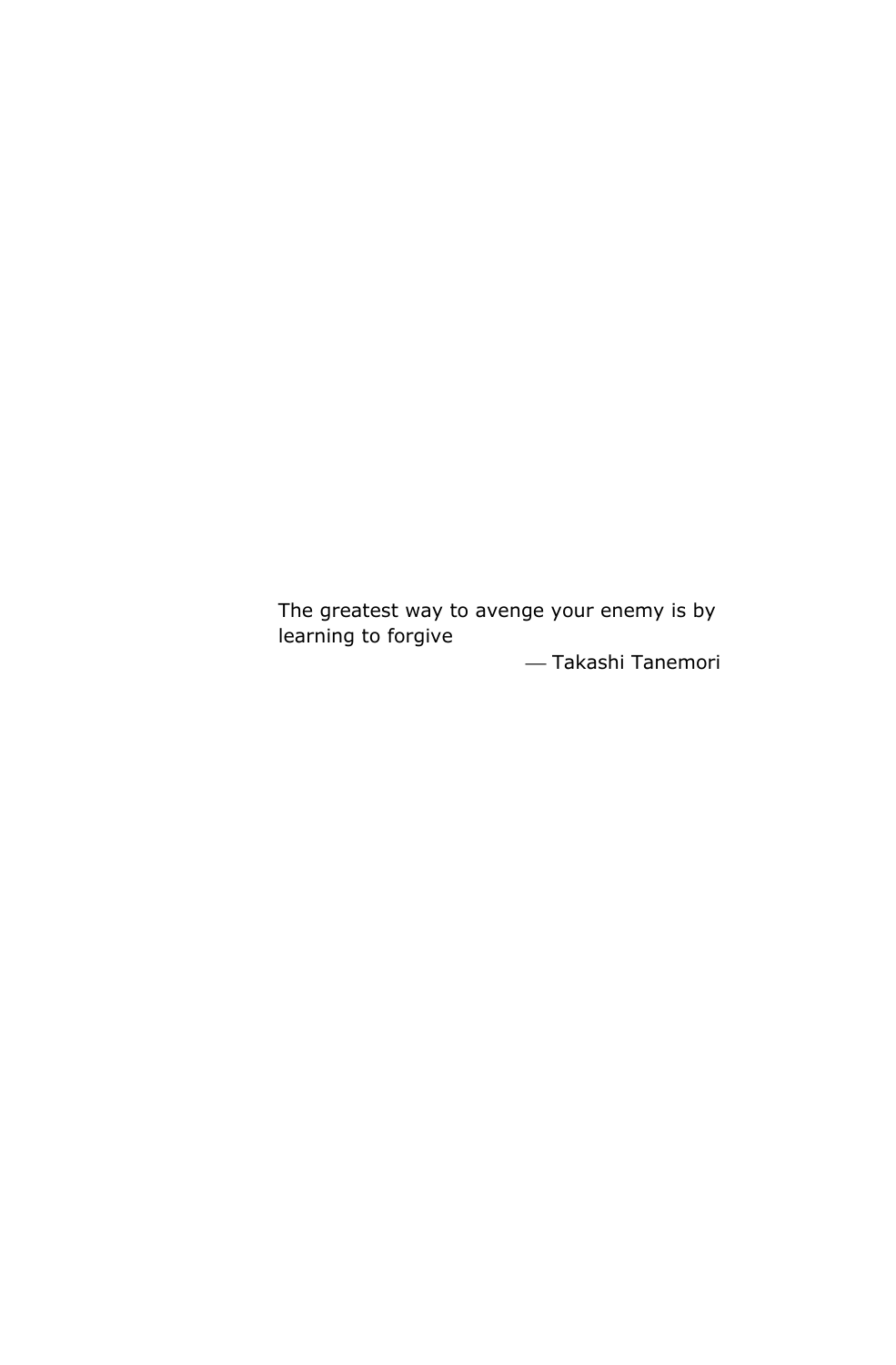The greatest way to avenge your enemy is by learning to forgive

— Takashi Tanemori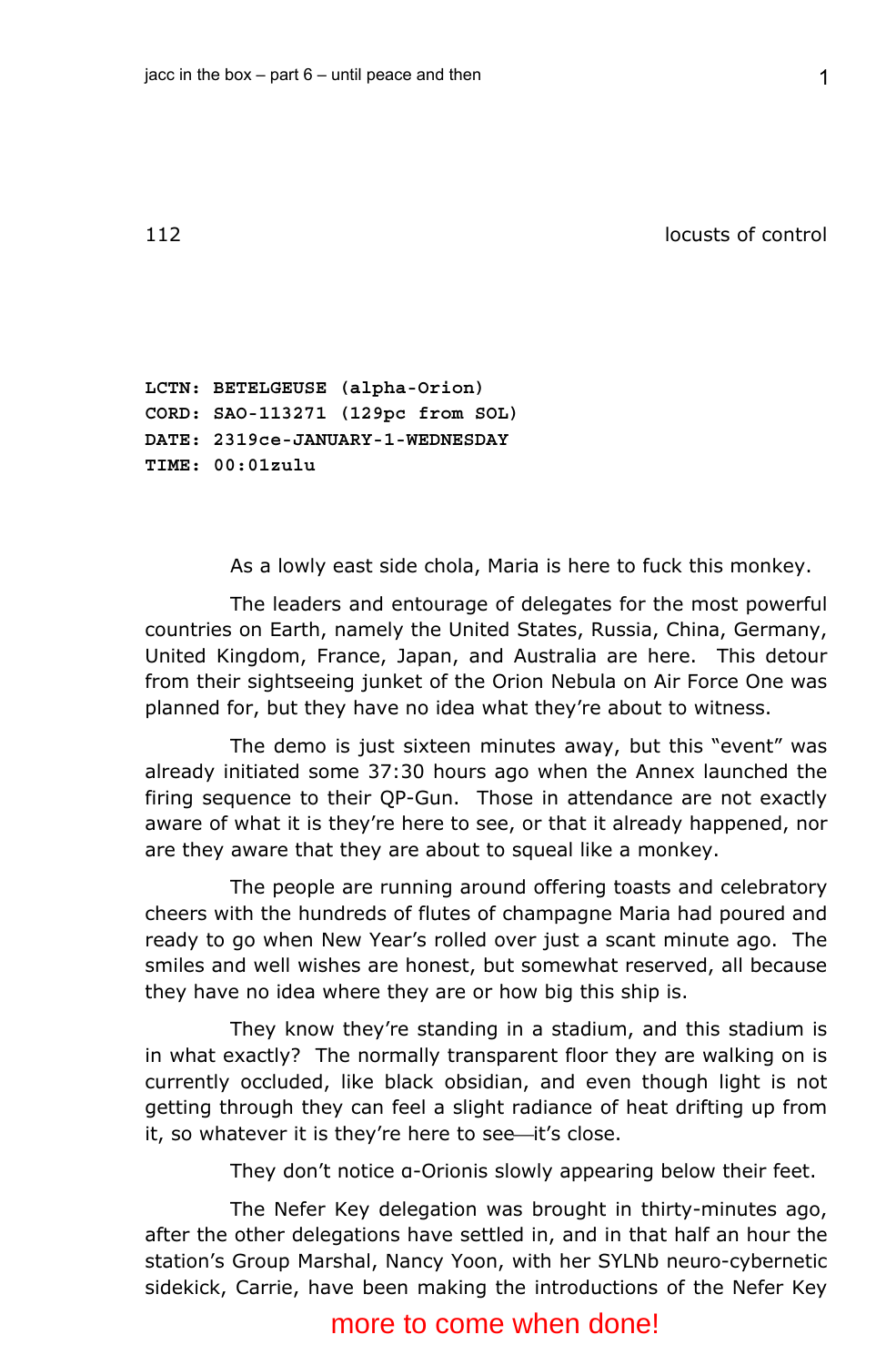## 112 locusts of control

**LCTN: BETELGEUSE (alpha-Orion)**
**CORD: SAO-113271 (129pc from SOL)**
**DATE: 2319ce-JANUARY-1-WEDNESDAY**
**TIME: 00:01zulu**

As a lowly east side chola, Maria is here to fuck this monkey.

The leaders and entourage of delegates for the most powerful countries on Earth, namely the United States, Russia, China, Germany, United Kingdom, France, Japan, and Australia are here. This detour from their sightseeing junket of the Orion Nebula on Air Force One was planned for, but they have no idea what they're about to witness.

The demo is just sixteen minutes away, but this "event" was already initiated some 37:30 hours ago when the Annex launched the firing sequence to their QP-Gun. Those in attendance are not exactly aware of what it is they're here to see, or that it already happened, nor are they aware that they are about to squeal like a monkey.

The people are running around offering toasts and celebratory cheers with the hundreds of flutes of champagne Maria had poured and ready to go when New Year's rolled over just a scant minute ago. The smiles and well wishes are honest, but somewhat reserved, all because they have no idea where they are or how big this ship is.

They know they're standing in a stadium, and this stadium is in what exactly? The normally transparent floor they are walking on is currently occluded, like black obsidian, and even though light is not getting through they can feel a slight radiance of heat drifting up from it, so whatever it is they're here to see—it's close.

They don't notice α-Orionis slowly appearing below their feet.

The Nefer Key delegation was brought in thirty-minutes ago, after the other delegations have settled in, and in that half an hour the station's Group Marshal, Nancy Yoon, with her SYLNb neuro-cybernetic sidekick, Carrie, have been making the introductions of the Nefer Key

more to come when done!